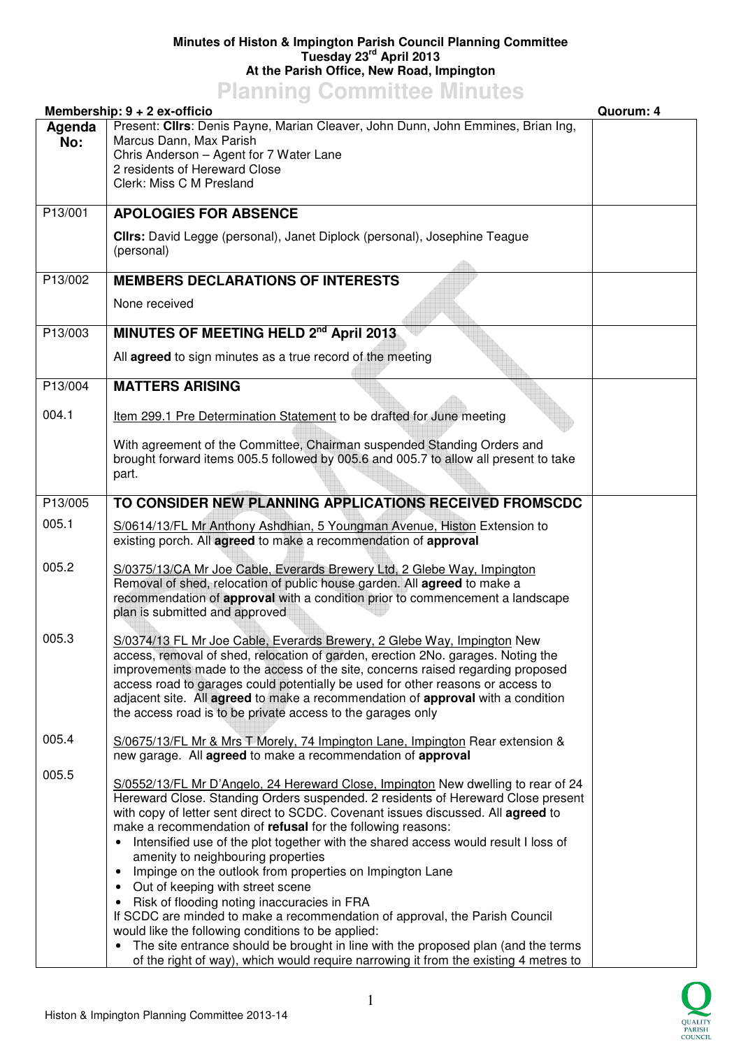**Minutes of Histon & Impington Parish Council Planning Committee**
**Tuesday 23rd April 2013**
**At the Parish Office, New Road, Impington**

# Planning Committee Minutes

**Membership: 9 + 2 ex-officio** | **Quorum: 4**

| Agenda No: | Present: **Cllrs**: Denis Payne, Marian Cleaver, John Dunn, John Emmines, Brian Ing, Marcus Dann, Max Parish<br>Chris Anderson – Agent for 7 Water Lane<br>2 residents of Hereward Close<br>Clerk: Miss C M Presland | |
|---|---|---|
| P13/001 | **APOLOGIES FOR ABSENCE**<br><br>**Cllrs:** David Legge (personal), Janet Diplock (personal), Josephine Teague (personal) | |
| P13/002 | **MEMBERS DECLARATIONS OF INTERESTS**<br><br>None received | |
| P13/003 | **MINUTES OF MEETING HELD 2nd April 2013**<br><br>All **agreed** to sign minutes as a true record of the meeting | |
| P13/004 | **MATTERS ARISING** | |
| 004.1 | Item 299.1 Pre Determination Statement to be drafted for June meeting<br><br>With agreement of the Committee, Chairman suspended Standing Orders and brought forward items 005.5 followed by 005.6 and 005.7 to allow all present to take part. | |
| P13/005 | **TO CONSIDER NEW PLANNING APPLICATIONS RECEIVED FROMSCDC** | |
| 005.1 | S/0614/13/FL Mr Anthony Ashdhian, 5 Youngman Avenue, Histon Extension to existing porch. All **agreed** to make a recommendation of **approval** | |
| 005.2 | S/0375/13/CA Mr Joe Cable, Everards Brewery Ltd, 2 Glebe Way, Impington Removal of shed, relocation of public house garden. All **agreed** to make a recommendation of **approval** with a condition prior to commencement a landscape plan is submitted and approved | |
| 005.3 | S/0374/13 FL Mr Joe Cable, Everards Brewery, 2 Glebe Way, Impington New access, removal of shed, relocation of garden, erection 2No. garages. Noting the improvements made to the access of the site, concerns raised regarding proposed access road to garages could potentially be used for other reasons or access to adjacent site. All **agreed** to make a recommendation of **approval** with a condition the access road is to be private access to the garages only | |
| 005.4 | S/0675/13/FL Mr & Mrs T Morely, 74 Impington Lane, Impington Rear extension & new garage. All **agreed** to make a recommendation of **approval** | |
| 005.5 | S/0552/13/FL Mr D'Angelo, 24 Hereward Close, Impington New dwelling to rear of 24 Hereward Close. Standing Orders suspended. 2 residents of Hereward Close present with copy of letter sent direct to SCDC. Covenant issues discussed. All **agreed** to make a recommendation of **refusal** for the following reasons:<br>• Intensified use of the plot together with the shared access would result I loss of amenity to neighbouring properties<br>• Impinge on the outlook from properties on Impington Lane<br>• Out of keeping with street scene<br>• Risk of flooding noting inaccuracies in FRA<br>If SCDC are minded to make a recommendation of approval, the Parish Council would like the following conditions to be applied:<br>• The site entrance should be brought in line with the proposed plan (and the terms of the right of way), which would require narrowing it from the existing 4 metres to | |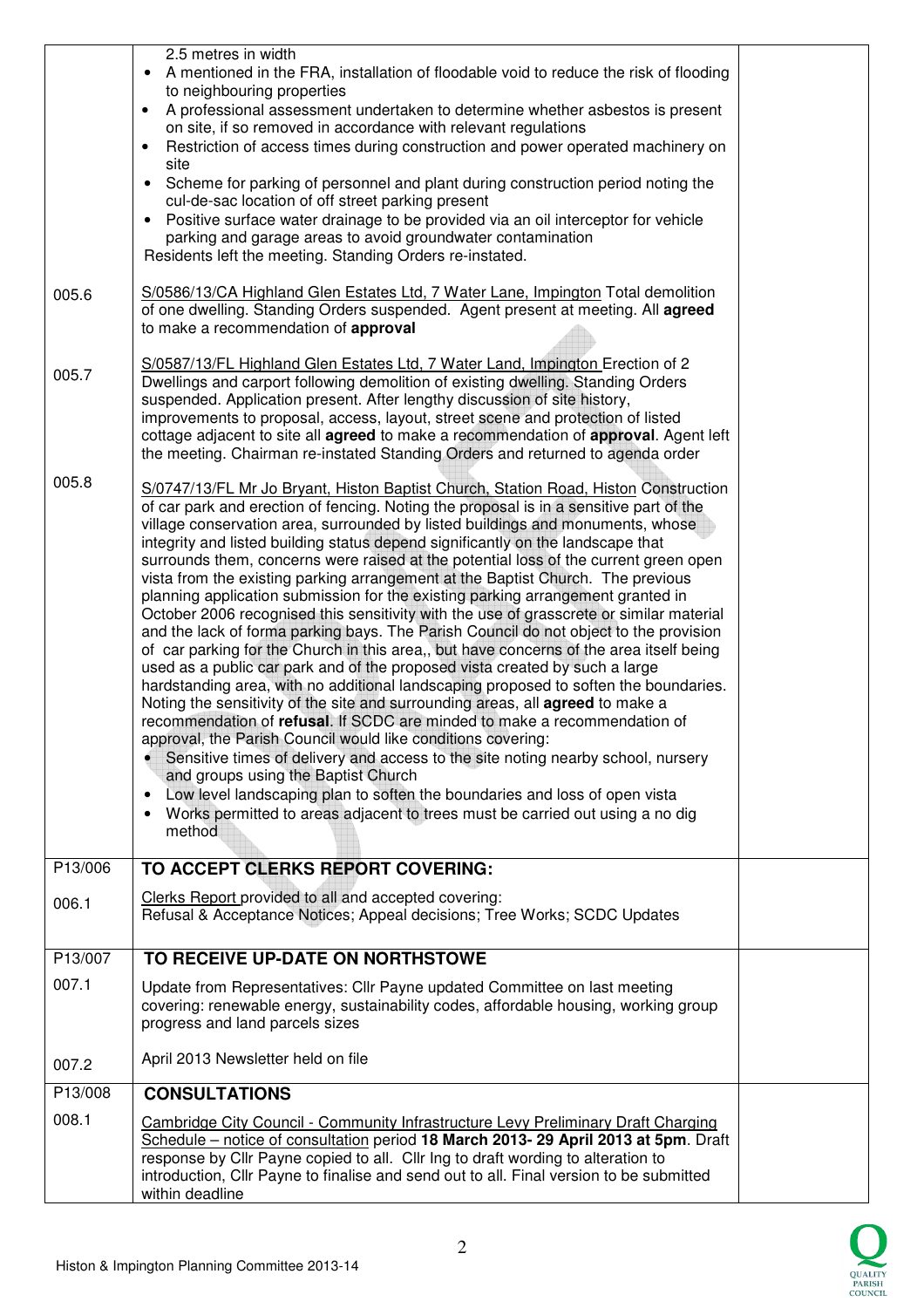| | | |
|---|---|---|
| | 2.5 metres in width<br>• A mentioned in the FRA, installation of floodable void to reduce the risk of flooding to neighbouring properties<br>• A professional assessment undertaken to determine whether asbestos is present on site, if so removed in accordance with relevant regulations<br>• Restriction of access times during construction and power operated machinery on site<br>• Scheme for parking of personnel and plant during construction period noting the cul-de-sac location of off street parking present<br>• Positive surface water drainage to be provided via an oil interceptor for vehicle parking and garage areas to avoid groundwater contamination<br>Residents left the meeting. Standing Orders re-instated. | |
| 005.6 | S/0586/13/CA Highland Glen Estates Ltd, 7 Water Lane, Impington Total demolition of one dwelling. Standing Orders suspended. Agent present at meeting. All **agreed** to make a recommendation of **approval** | |
| 005.7 | S/0587/13/FL Highland Glen Estates Ltd, 7 Water Land, Impington Erection of 2 Dwellings and carport following demolition of existing dwelling. Standing Orders suspended. Application present. After lengthy discussion of site history, improvements to proposal, access, layout, street scene and protection of listed cottage adjacent to site all **agreed** to make a recommendation of **approval**. Agent left the meeting. Chairman re-instated Standing Orders and returned to agenda order | |
| 005.8 | S/0747/13/FL Mr Jo Bryant, Histon Baptist Church, Station Road, Histon Construction of car park and erection of fencing. Noting the proposal is in a sensitive part of the village conservation area, surrounded by listed buildings and monuments, whose integrity and listed building status depend significantly on the landscape that surrounds them, concerns were raised at the potential loss of the current green open vista from the existing parking arrangement at the Baptist Church. The previous planning application submission for the existing parking arrangement granted in October 2006 recognised this sensitivity with the use of grasscrete or similar material and the lack of forma parking bays. The Parish Council do not object to the provision of car parking for the Church in this area,, but have concerns of the area itself being used as a public car park and of the proposed vista created by such a large hardstanding area, with no additional landscaping proposed to soften the boundaries. Noting the sensitivity of the site and surrounding areas, all **agreed** to make a recommendation of **refusal**. If SCDC are minded to make a recommendation of approval, the Parish Council would like conditions covering:<br>• Sensitive times of delivery and access to the site noting nearby school, nursery and groups using the Baptist Church<br>• Low level landscaping plan to soften the boundaries and loss of open vista<br>• Works permitted to areas adjacent to trees must be carried out using a no dig method | |
| P13/006 | **TO ACCEPT CLERKS REPORT COVERING:** | |
| 006.1 | Clerks Report provided to all and accepted covering:<br>Refusal & Acceptance Notices; Appeal decisions; Tree Works; SCDC Updates | |
| P13/007 | **TO RECEIVE UP-DATE ON NORTHSTOWE** | |
| 007.1 | Update from Representatives: Cllr Payne updated Committee on last meeting covering: renewable energy, sustainability codes, affordable housing, working group progress and land parcels sizes | |
| 007.2 | April 2013 Newsletter held on file | |
| P13/008 | **CONSULTATIONS** | |
| 008.1 | Cambridge City Council - Community Infrastructure Levy Preliminary Draft Charging Schedule – notice of consultation period **18 March 2013- 29 April 2013 at 5pm**. Draft response by Cllr Payne copied to all. Cllr Ing to draft wording to alteration to introduction, Cllr Payne to finalise and send out to all. Final version to be submitted within deadline | |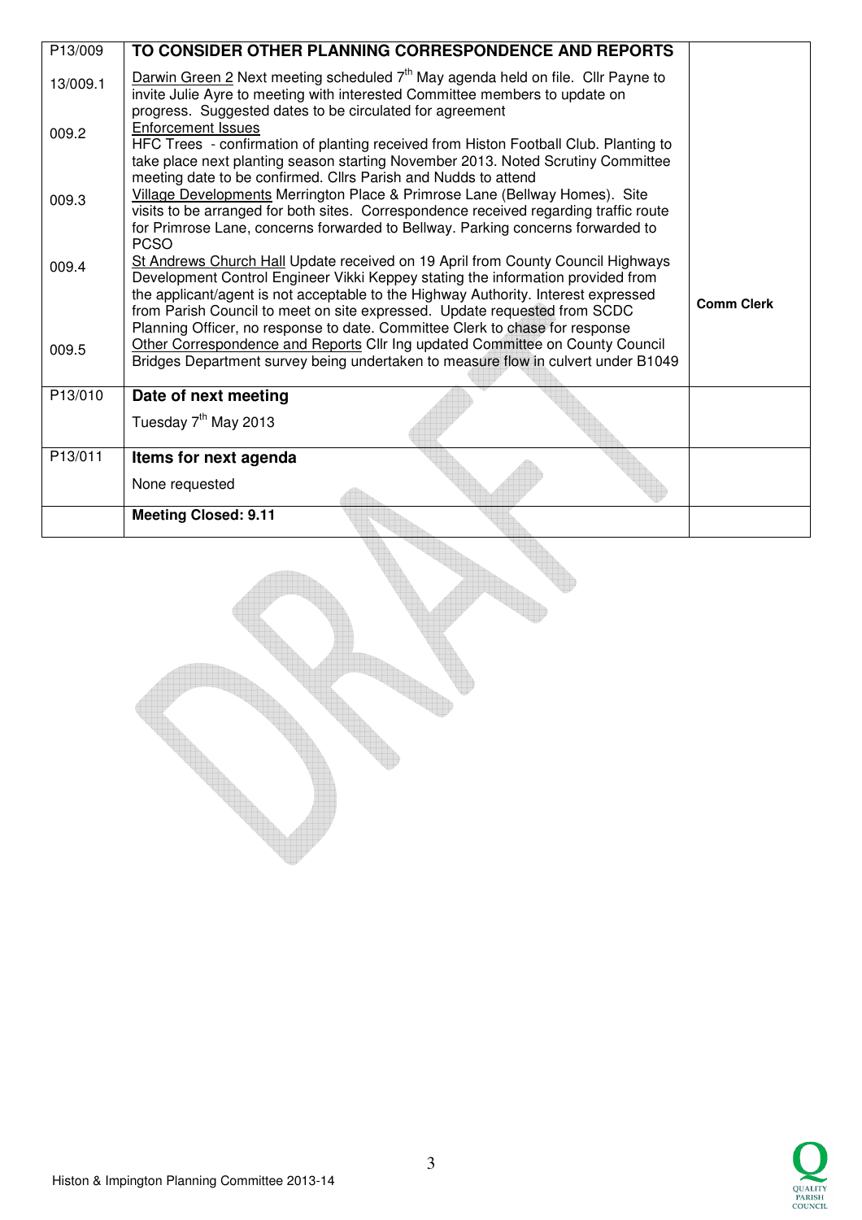| | | |
|---|---|---|
| P13/009 | **TO CONSIDER OTHER PLANNING CORRESPONDENCE AND REPORTS** | |
| 13/009.1 | Darwin Green 2 Next meeting scheduled 7th May agenda held on file. Cllr Payne to invite Julie Ayre to meeting with interested Committee members to update on progress. Suggested dates to be circulated for agreement | |
| 009.2 | Enforcement Issues<br>HFC Trees - confirmation of planting received from Histon Football Club. Planting to take place next planting season starting November 2013. Noted Scrutiny Committee meeting date to be confirmed. Cllrs Parish and Nudds to attend | |
| 009.3 | Village Developments Merrington Place & Primrose Lane (Bellway Homes). Site visits to be arranged for both sites. Correspondence received regarding traffic route for Primrose Lane, concerns forwarded to Bellway. Parking concerns forwarded to PCSO | |
| 009.4 | St Andrews Church Hall Update received on 19 April from County Council Highways Development Control Engineer Vikki Keppey stating the information provided from the applicant/agent is not acceptable to the Highway Authority. Interest expressed from Parish Council to meet on site expressed. Update requested from SCDC Planning Officer, no response to date. Committee Clerk to chase for response | **Comm Clerk** |
| 009.5 | Other Correspondence and Reports Cllr Ing updated Committee on County Council Bridges Department survey being undertaken to measure flow in culvert under B1049 | |
| P13/010 | **Date of next meeting**<br>Tuesday 7th May 2013 | |
| P13/011 | **Items for next agenda**<br>None requested | |
| | **Meeting Closed: 9.11** | |